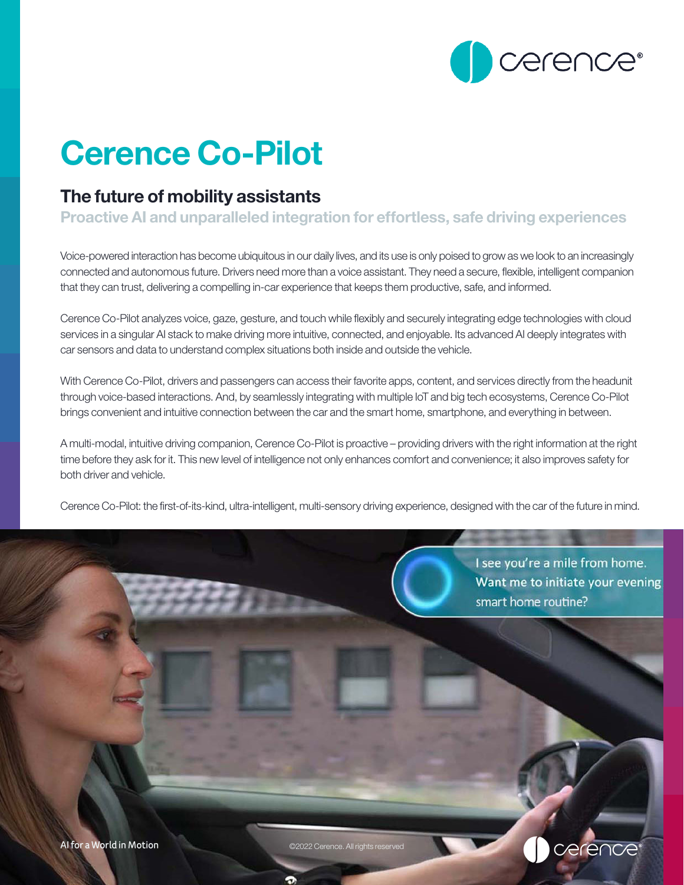# Cerence Co-Pilot

## The future of mobility assistants

### Proactive AI and unparalleled integration for effortless, safe driving experiences

Voice-powered interaction has become ubiquitous in our daily lives, and its use is only poised to grow as we look to an increasingly connected and autonomous future. Drivers need more than a voice assistant. They need a secure, flexible, intelligent companion that they can trust, delivering a compelling in-car experience that keeps them productive, safe, and informed.

Cerence Co-Pilot analyzes voice, gaze, gesture, and touch while flexibly and securely integrating edge technologies with cloud services in a singular AI stack to make driving more intuitive, connected, and enjoyable. Its advanced AI deeply integrates with car sensors and data to understand complex situations both inside and outside the vehicle.

With Cerence Co-Pilot, drivers and passengers can access their favorite apps, content, and services directly from the headunit through voice-based interactions. And, by seamlessly integrating with multiple IoT and big tech ecosystems, Cerence Co-Pilot brings convenient and intuitive connection between the car and the smart home, smartphone, and everything in between.

A multi-modal, intuitive driving companion, Cerence Co-Pilot is proactive – providing drivers with the right information at the right time before they ask for it. This new level of intelligence not only enhances comfort and convenience; it also improves safety for both driver and vehicle.

Cerence Co-Pilot: the first-of-its-kind, ultra-intelligent, multi-sensory driving experience, designed with the car of the future in mind.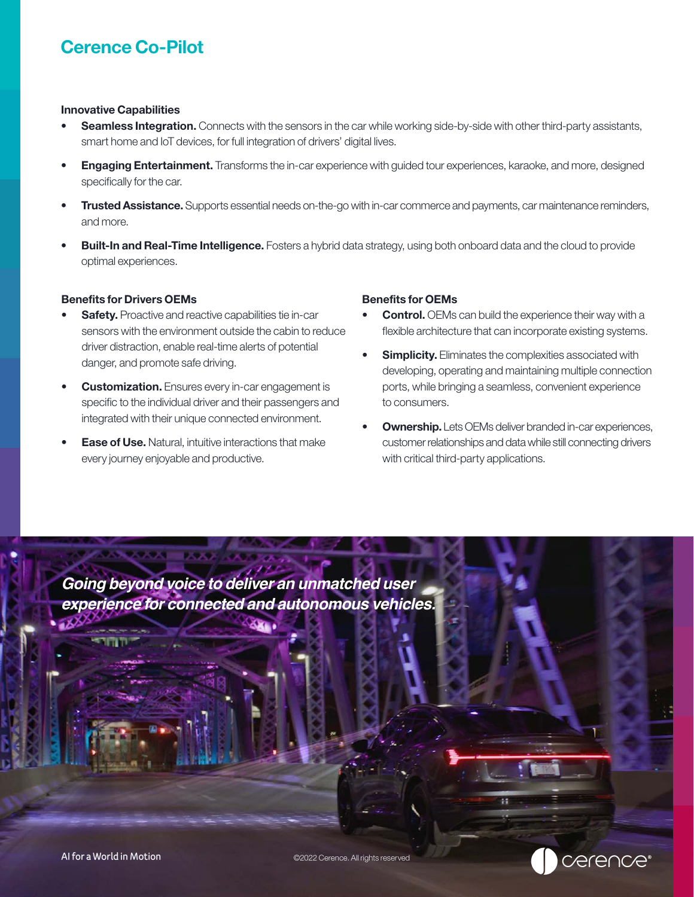# Cerence Co-Pilot

**Innovative Capabilities**

- **Seamless Integration.** Connects with the sensors in the car while working side-by-side with other third-party assistants, smart home and IoT devices, for full integration of drivers' digital lives.
- **Engaging Entertainment.** Transforms the in-car experience with guided tour experiences, karaoke, and more, designed specifically for the car.
- **Trusted Assistance.** Supports essential needs on-the-go with in-car commerce and payments, car maintenance reminders, and more.
- **Built-In and Real-Time Intelligence.** Fosters a hybrid data strategy, using both onboard data and the cloud to provide optimal experiences.

**Benefits for Drivers OEMs**

- **Safety.** Proactive and reactive capabilities tie in-car sensors with the environment outside the cabin to reduce driver distraction, enable real-time alerts of potential danger, and promote safe driving.
- **Customization.** Ensures every in-car engagement is specific to the individual driver and their passengers and integrated with their unique connected environment.
- **Ease of Use.** Natural, intuitive interactions that make every journey enjoyable and productive.

**Benefits for OEMs**

- **Control.** OEMs can build the experience their way with a flexible architecture that can incorporate existing systems.
- **Simplicity.** Eliminates the complexities associated with developing, operating and maintaining multiple connection ports, while bringing a seamless, convenient experience to consumers.
- **Ownership.** Lets OEMs deliver branded in-car experiences, customer relationships and data while still connecting drivers with critical third-party applications.

***Going beyond voice to deliver an unmatched user experience for connected and autonomous vehicles.***

AI for a World in Motion

©2022 Cerence. All rights reserved